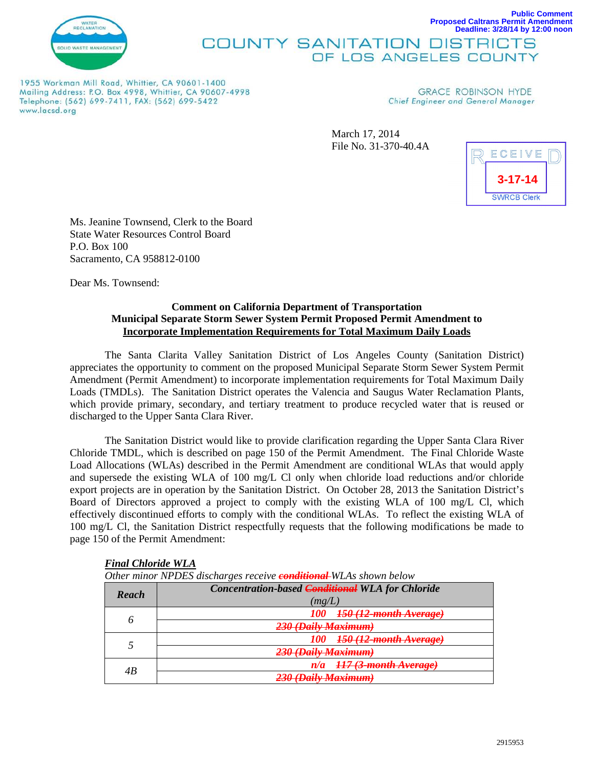Public Comment
Proposed Caltrans Permit Amendment
Deadline: 3/28/14 by 12:00 noon

COUNTY SANITATION DISTRICTS OF LOS ANGELES COUNTY

1955 Workman Mill Road, Whittier, CA 90601-1400
Mailing Address: P.O. Box 4998, Whittier, CA 90607-4998
Telephone: (562) 699-7411, FAX: (562) 699-5422
www.lacsd.org

GRACE ROBINSON HYDE
Chief Engineer and General Manager

March 17, 2014
File No. 31-370-40.4A

RECEIVED
3-17-14
SWRCB Clerk

Ms. Jeanine Townsend, Clerk to the Board
State Water Resources Control Board
P.O. Box 100
Sacramento, CA 958812-0100

Dear Ms. Townsend:

**Comment on California Department of Transportation**
**Municipal Separate Storm Sewer System Permit Proposed Permit Amendment to**
**Incorporate Implementation Requirements for Total Maximum Daily Loads**

The Santa Clarita Valley Sanitation District of Los Angeles County (Sanitation District) appreciates the opportunity to comment on the proposed Municipal Separate Storm Sewer System Permit Amendment (Permit Amendment) to incorporate implementation requirements for Total Maximum Daily Loads (TMDLs). The Sanitation District operates the Valencia and Saugus Water Reclamation Plants, which provide primary, secondary, and tertiary treatment to produce recycled water that is reused or discharged to the Upper Santa Clara River.

The Sanitation District would like to provide clarification regarding the Upper Santa Clara River Chloride TMDL, which is described on page 150 of the Permit Amendment. The Final Chloride Waste Load Allocations (WLAs) described in the Permit Amendment are conditional WLAs that would apply and supersede the existing WLA of 100 mg/L Cl only when chloride load reductions and/or chloride export projects are in operation by the Sanitation District. On October 28, 2013 the Sanitation District's Board of Directors approved a project to comply with the existing WLA of 100 mg/L Cl, which effectively discontinued efforts to comply with the conditional WLAs. To reflect the existing WLA of 100 mg/L Cl, the Sanitation District respectfully requests that the following modifications be made to page 150 of the Permit Amendment:

***Final Chloride WLA***

*Other minor NPDES discharges receive ~~conditional~~ WLAs shown below*

| *Reach* | *Concentration-based ~~Conditional~~ WLA for Chloride (mg/L)* |
|---|---|
| *6* | *100 ~~150 (12-month Average)~~* |
| | *~~230 (Daily Maximum)~~* |
| *5* | *100 ~~150 (12-month Average)~~* |
| | *~~230 (Daily Maximum)~~* |
| *4B* | *n/a ~~117 (3-month Average)~~* |
| | *~~230 (Daily Maximum)~~* |

2915953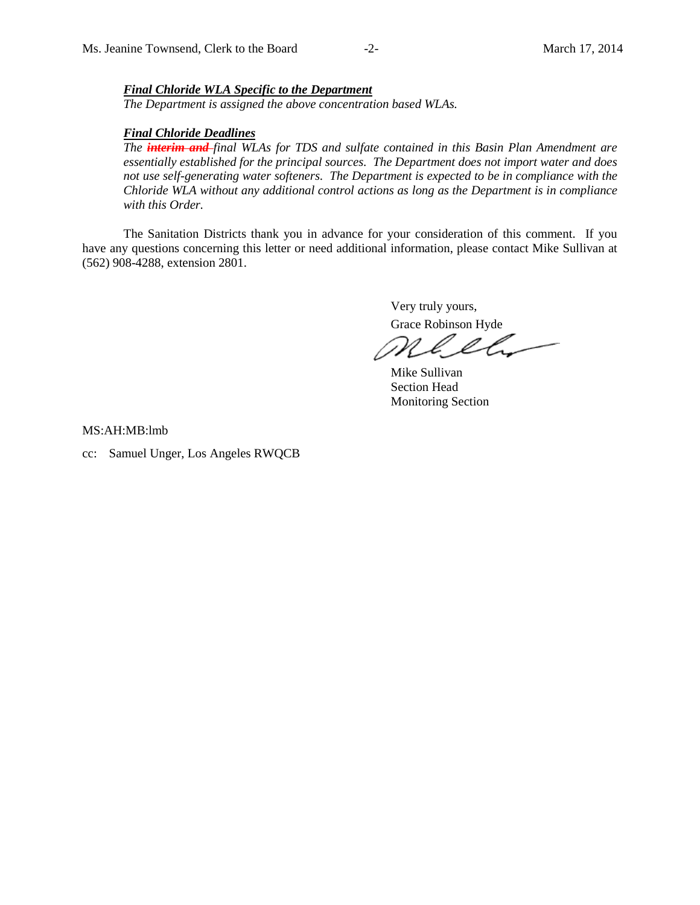***Final Chloride WLA Specific to the Department***

*The Department is assigned the above concentration based WLAs.*

***Final Chloride Deadlines***

*The ~~**interim and**~~ final WLAs for TDS and sulfate contained in this Basin Plan Amendment are essentially established for the principal sources. The Department does not import water and does not use self-generating water softeners. The Department is expected to be in compliance with the Chloride WLA without any additional control actions as long as the Department is in compliance with this Order.*

The Sanitation Districts thank you in advance for your consideration of this comment. If you have any questions concerning this letter or need additional information, please contact Mike Sullivan at (562) 908-4288, extension 2801.

Very truly yours,

Grace Robinson Hyde

Mike Sullivan
Section Head
Monitoring Section

MS:AH:MB:lmb

cc: Samuel Unger, Los Angeles RWQCB